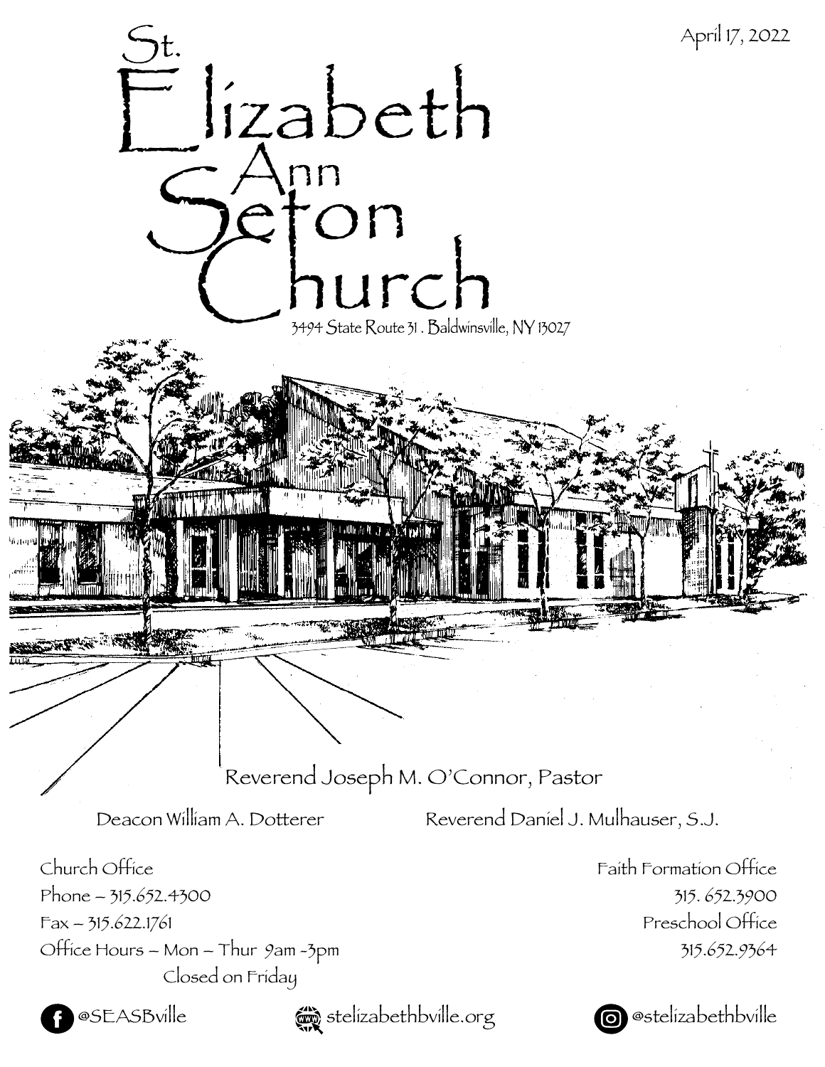April 17, 2022

# St. Elizabeth Ann Seton Church

3494 State Route 31 . Baldwinsville, NY 13027

Reverend Joseph M. O'Connor, Pastor

Deacon William A. Dotterer

Reverend Daniel J. Mulhauser, S.J.

Church Office
Phone – 315.652.4300
Fax – 315.622.1761
Office Hours – Mon – Thur 9am -3pm
Closed on Friday

Faith Formation Office
315. 652.3900
Preschool Office
315.652.9364

@SEASBville

stelizabethbville.org

@stelizabethbville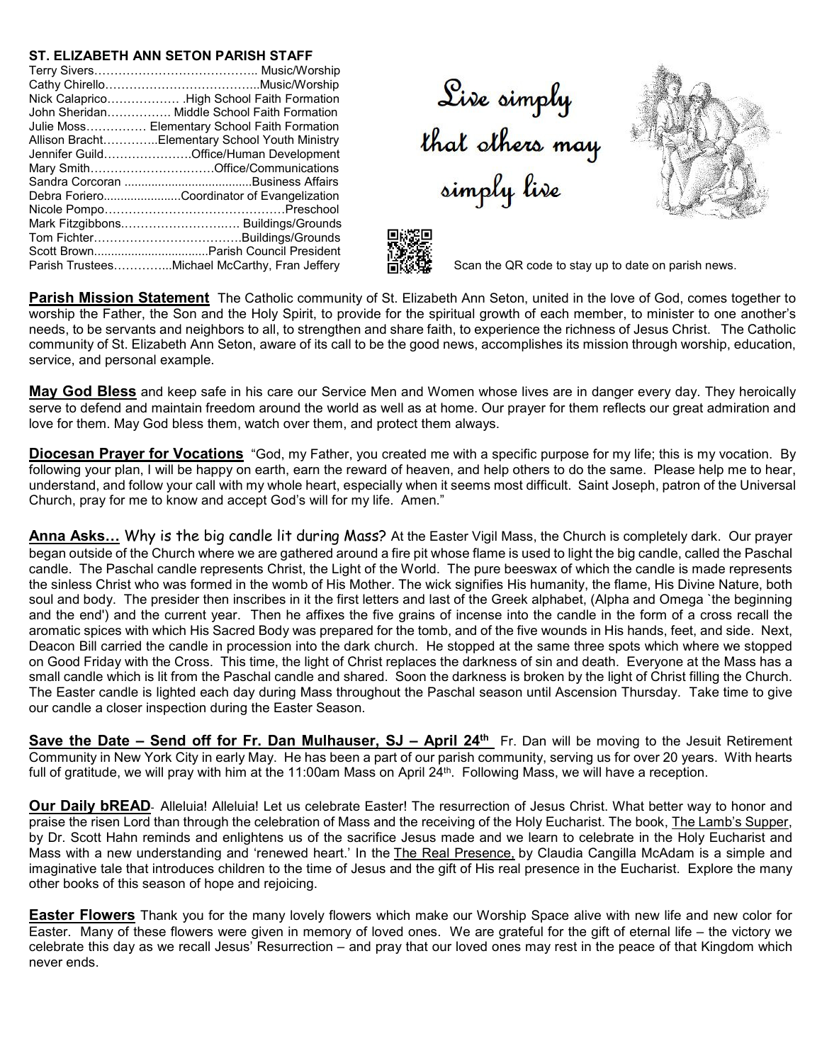## ST. ELIZABETH ANN SETON PARISH STAFF

Terry Sivers………………………………….. Music/Worship
Cathy Chirello………………………………...Music/Worship
Nick Calaprico……………… .High School Faith Formation
John Sheridan……………. Middle School Faith Formation
Julie Moss…………… Elementary School Faith Formation
Allison Bracht…………..Elementary School Youth Ministry
Jennifer Guild………………….Office/Human Development
Mary Smith…………………………Office/Communications
Sandra Corcoran ......................................Business Affairs
Debra Foriero.......................Coordinator of Evangelization
Nicole Pompo………………………………………Preschool
Mark Fitzgibbons……………………..…. Buildings/Grounds
Tom Fichter………………………………Buildings/Grounds
Scott Brown..................................Parish Council President
Parish Trustees…………..Michael McCarthy, Fran Jeffery

*Live simply that others may simply live*

Scan the QR code to stay up to date on parish news.

**Parish Mission Statement** The Catholic community of St. Elizabeth Ann Seton, united in the love of God, comes together to worship the Father, the Son and the Holy Spirit, to provide for the spiritual growth of each member, to minister to one another's needs, to be servants and neighbors to all, to strengthen and share faith, to experience the richness of Jesus Christ. The Catholic community of St. Elizabeth Ann Seton, aware of its call to be the good news, accomplishes its mission through worship, education, service, and personal example.

**May God Bless** and keep safe in his care our Service Men and Women whose lives are in danger every day. They heroically serve to defend and maintain freedom around the world as well as at home. Our prayer for them reflects our great admiration and love for them. May God bless them, watch over them, and protect them always.

**Diocesan Prayer for Vocations** "God, my Father, you created me with a specific purpose for my life; this is my vocation. By following your plan, I will be happy on earth, earn the reward of heaven, and help others to do the same. Please help me to hear, understand, and follow your call with my whole heart, especially when it seems most difficult. Saint Joseph, patron of the Universal Church, pray for me to know and accept God's will for my life. Amen."

**Anna Asks…** Why is the big candle lit during Mass? At the Easter Vigil Mass, the Church is completely dark. Our prayer began outside of the Church where we are gathered around a fire pit whose flame is used to light the big candle, called the Paschal candle. The Paschal candle represents Christ, the Light of the World. The pure beeswax of which the candle is made represents the sinless Christ who was formed in the womb of His Mother. The wick signifies His humanity, the flame, His Divine Nature, both soul and body. The presider then inscribes in it the first letters and last of the Greek alphabet, (Alpha and Omega `the beginning and the end') and the current year. Then he affixes the five grains of incense into the candle in the form of a cross recall the aromatic spices with which His Sacred Body was prepared for the tomb, and of the five wounds in His hands, feet, and side. Next, Deacon Bill carried the candle in procession into the dark church. He stopped at the same three spots which where we stopped on Good Friday with the Cross. This time, the light of Christ replaces the darkness of sin and death. Everyone at the Mass has a small candle which is lit from the Paschal candle and shared. Soon the darkness is broken by the light of Christ filling the Church. The Easter candle is lighted each day during Mass throughout the Paschal season until Ascension Thursday. Take time to give our candle a closer inspection during the Easter Season.

**Save the Date – Send off for Fr. Dan Mulhauser, SJ – April 24th** Fr. Dan will be moving to the Jesuit Retirement Community in New York City in early May. He has been a part of our parish community, serving us for over 20 years. With hearts full of gratitude, we will pray with him at the 11:00am Mass on April 24th. Following Mass, we will have a reception.

**Our Daily bREAD**- Alleluia! Alleluia! Let us celebrate Easter! The resurrection of Jesus Christ. What better way to honor and praise the risen Lord than through the celebration of Mass and the receiving of the Holy Eucharist. The book, The Lamb's Supper, by Dr. Scott Hahn reminds and enlightens us of the sacrifice Jesus made and we learn to celebrate in the Holy Eucharist and Mass with a new understanding and 'renewed heart.' In the The Real Presence, by Claudia Cangilla McAdam is a simple and imaginative tale that introduces children to the time of Jesus and the gift of His real presence in the Eucharist. Explore the many other books of this season of hope and rejoicing.

**Easter Flowers** Thank you for the many lovely flowers which make our Worship Space alive with new life and new color for Easter. Many of these flowers were given in memory of loved ones. We are grateful for the gift of eternal life – the victory we celebrate this day as we recall Jesus' Resurrection – and pray that our loved ones may rest in the peace of that Kingdom which never ends.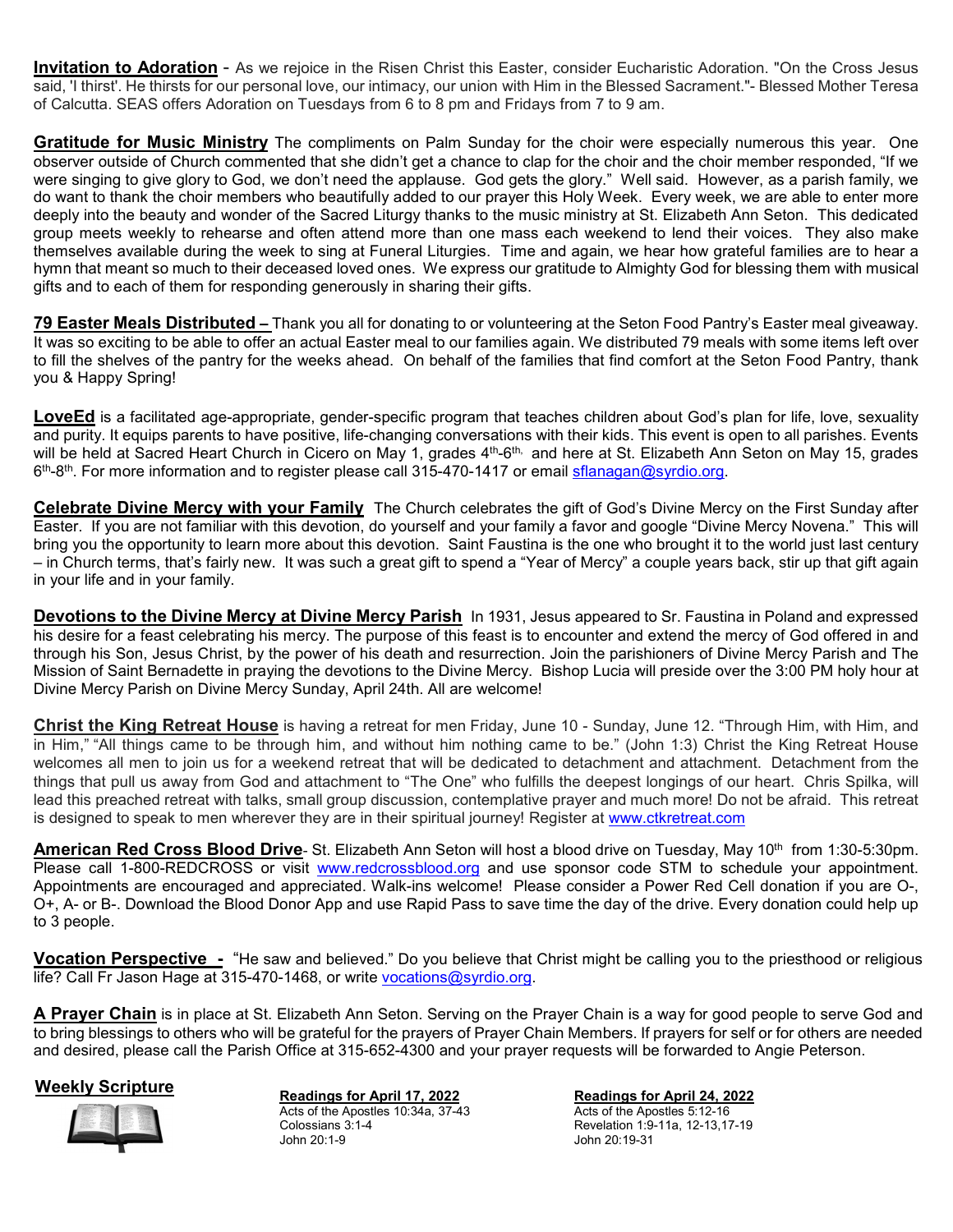**Invitation to Adoration** - As we rejoice in the Risen Christ this Easter, consider Eucharistic Adoration. "On the Cross Jesus said, 'I thirst'. He thirsts for our personal love, our intimacy, our union with Him in the Blessed Sacrament."- Blessed Mother Teresa of Calcutta. SEAS offers Adoration on Tuesdays from 6 to 8 pm and Fridays from 7 to 9 am.

**Gratitude for Music Ministry** The compliments on Palm Sunday for the choir were especially numerous this year. One observer outside of Church commented that she didn't get a chance to clap for the choir and the choir member responded, "If we were singing to give glory to God, we don't need the applause. God gets the glory." Well said. However, as a parish family, we do want to thank the choir members who beautifully added to our prayer this Holy Week. Every week, we are able to enter more deeply into the beauty and wonder of the Sacred Liturgy thanks to the music ministry at St. Elizabeth Ann Seton. This dedicated group meets weekly to rehearse and often attend more than one mass each weekend to lend their voices. They also make themselves available during the week to sing at Funeral Liturgies. Time and again, we hear how grateful families are to hear a hymn that meant so much to their deceased loved ones. We express our gratitude to Almighty God for blessing them with musical gifts and to each of them for responding generously in sharing their gifts.

**79 Easter Meals Distributed –** Thank you all for donating to or volunteering at the Seton Food Pantry's Easter meal giveaway. It was so exciting to be able to offer an actual Easter meal to our families again. We distributed 79 meals with some items left over to fill the shelves of the pantry for the weeks ahead. On behalf of the families that find comfort at the Seton Food Pantry, thank you & Happy Spring!

**LoveEd** is a facilitated age-appropriate, gender-specific program that teaches children about God's plan for life, love, sexuality and purity. It equips parents to have positive, life-changing conversations with their kids. This event is open to all parishes. Events will be held at Sacred Heart Church in Cicero on May 1, grades 4th-6th, and here at St. Elizabeth Ann Seton on May 15, grades 6th-8th. For more information and to register please call 315-470-1417 or email sflanagan@syrdio.org.

**Celebrate Divine Mercy with your Family** The Church celebrates the gift of God's Divine Mercy on the First Sunday after Easter. If you are not familiar with this devotion, do yourself and your family a favor and google "Divine Mercy Novena." This will bring you the opportunity to learn more about this devotion. Saint Faustina is the one who brought it to the world just last century – in Church terms, that's fairly new. It was such a great gift to spend a "Year of Mercy" a couple years back, stir up that gift again in your life and in your family.

**Devotions to the Divine Mercy at Divine Mercy Parish** In 1931, Jesus appeared to Sr. Faustina in Poland and expressed his desire for a feast celebrating his mercy. The purpose of this feast is to encounter and extend the mercy of God offered in and through his Son, Jesus Christ, by the power of his death and resurrection. Join the parishioners of Divine Mercy Parish and The Mission of Saint Bernadette in praying the devotions to the Divine Mercy. Bishop Lucia will preside over the 3:00 PM holy hour at Divine Mercy Parish on Divine Mercy Sunday, April 24th. All are welcome!

**Christ the King Retreat House** is having a retreat for men Friday, June 10 - Sunday, June 12. "Through Him, with Him, and in Him," "All things came to be through him, and without him nothing came to be." (John 1:3) Christ the King Retreat House welcomes all men to join us for a weekend retreat that will be dedicated to detachment and attachment. Detachment from the things that pull us away from God and attachment to "The One" who fulfills the deepest longings of our heart. Chris Spilka, will lead this preached retreat with talks, small group discussion, contemplative prayer and much more! Do not be afraid. This retreat is designed to speak to men wherever they are in their spiritual journey! Register at www.ctkretreat.com

**American Red Cross Blood Drive**- St. Elizabeth Ann Seton will host a blood drive on Tuesday, May 10th from 1:30-5:30pm. Please call 1-800-REDCROSS or visit www.redcrossblood.org and use sponsor code STM to schedule your appointment. Appointments are encouraged and appreciated. Walk-ins welcome! Please consider a Power Red Cell donation if you are O-, O+, A- or B-. Download the Blood Donor App and use Rapid Pass to save time the day of the drive. Every donation could help up to 3 people.

**Vocation Perspective -** "He saw and believed." Do you believe that Christ might be calling you to the priesthood or religious life? Call Fr Jason Hage at 315-470-1468, or write vocations@syrdio.org.

**A Prayer Chain** is in place at St. Elizabeth Ann Seton. Serving on the Prayer Chain is a way for good people to serve God and to bring blessings to others who will be grateful for the prayers of Prayer Chain Members. If prayers for self or for others are needed and desired, please call the Parish Office at 315-652-4300 and your prayer requests will be forwarded to Angie Peterson.

**Weekly Scripture**

**Readings for April 17, 2022**
Acts of the Apostles 10:34a, 37-43
Colossians 3:1-4
John 20:1-9

**Readings for April 24, 2022**
Acts of the Apostles 5:12-16
Revelation 1:9-11a, 12-13,17-19
John 20:19-31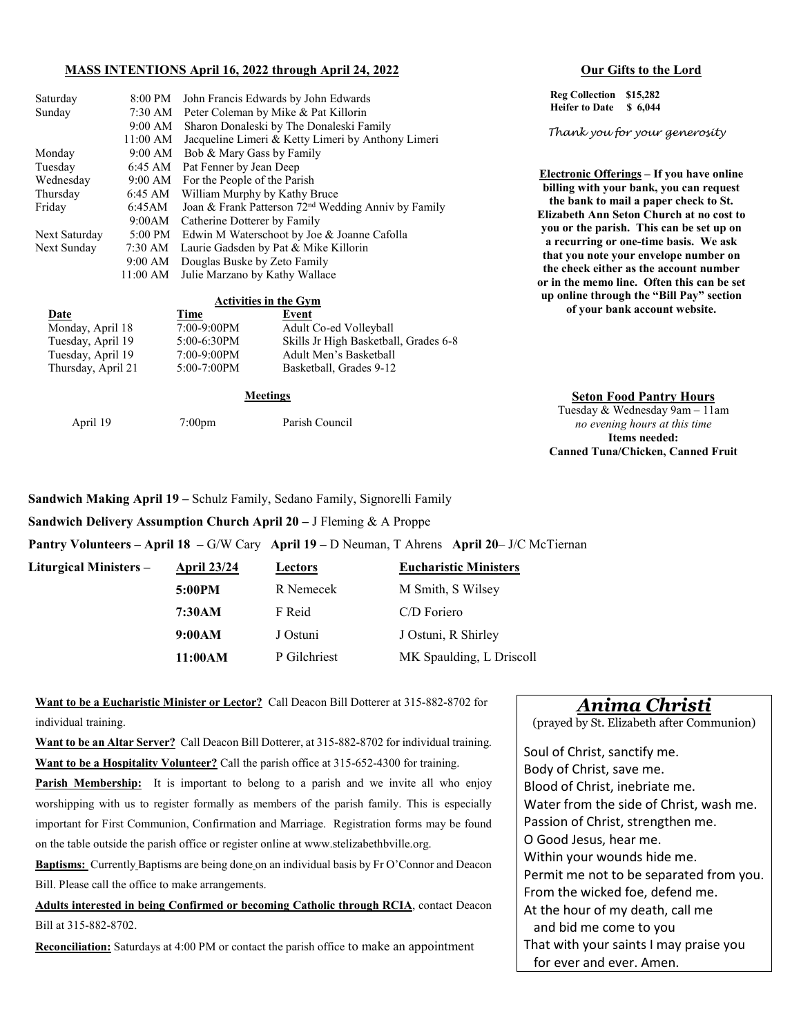## MASS INTENTIONS April 16, 2022 through April 24, 2022

| | | |
|---|---|---|
| Saturday | 8:00 PM | John Francis Edwards by John Edwards |
| Sunday | 7:30 AM | Peter Coleman by Mike & Pat Killorin |
| | 9:00 AM | Sharon Donaleski by The Donaleski Family |
| | 11:00 AM | Jacqueline Limeri & Ketty Limeri by Anthony Limeri |
| Monday | 9:00 AM | Bob & Mary Gass by Family |
| Tuesday | 6:45 AM | Pat Fenner by Jean Deep |
| Wednesday | 9:00 AM | For the People of the Parish |
| Thursday | 6:45 AM | William Murphy by Kathy Bruce |
| Friday | 6:45AM | Joan & Frank Patterson 72nd Wedding Anniv by Family |
| | 9:00AM | Catherine Dotterer by Family |
| Next Saturday | 5:00 PM | Edwin M Waterschoot by Joe & Joanne Cafolla |
| Next Sunday | 7:30 AM | Laurie Gadsden by Pat & Mike Killorin |
| | 9:00 AM | Douglas Buske by Zeto Family |
| | 11:00 AM | Julie Marzano by Kathy Wallace |

### Activities in the Gym

| Date | Time | Event |
|---|---|---|
| Monday, April 18 | 7:00-9:00PM | Adult Co-ed Volleyball |
| Tuesday, April 19 | 5:00-6:30PM | Skills Jr High Basketball, Grades 6-8 |
| Tuesday, April 19 | 7:00-9:00PM | Adult Men's Basketball |
| Thursday, April 21 | 5:00-7:00PM | Basketball, Grades 9-12 |

### Meetings

| | | |
|---|---|---|
| April 19 | 7:00pm | Parish Council |

## Our Gifts to the Lord

**Reg Collection $15,282**
**Heifer to Date $ 6,044**

*Thank you for your generosity*

**Electronic Offerings – If you have online billing with your bank, you can request the bank to mail a paper check to St. Elizabeth Ann Seton Church at no cost to you or the parish. This can be set up on a recurring or one-time basis. We ask that you note your envelope number on the check either as the account number or in the memo line. Often this can be set up online through the "Bill Pay" section of your bank account website.**

### Seton Food Pantry Hours

Tuesday & Wednesday 9am – 11am
*no evening hours at this time*
**Items needed:**
**Canned Tuna/Chicken, Canned Fruit**

**Sandwich Making April 19 –** Schulz Family, Sedano Family, Signorelli Family

**Sandwich Delivery Assumption Church April 20 –** J Fleming & A Proppe

**Pantry Volunteers – April 18 –** G/W Cary **April 19 –** D Neuman, T Ahrens **April 20**– J/C McTiernan

| Liturgical Ministers – | April 23/24 | Lectors | Eucharistic Ministers |
|---|---|---|---|
| | **5:00PM** | R Nemecek | M Smith, S Wilsey |
| | **7:30AM** | F Reid | C/D Foriero |
| | **9:00AM** | J Ostuni | J Ostuni, R Shirley |
| | **11:00AM** | P Gilchriest | MK Spaulding, L Driscoll |

**Want to be a Eucharistic Minister or Lector?** Call Deacon Bill Dotterer at 315-882-8702 for individual training.

**Want to be an Altar Server?** Call Deacon Bill Dotterer, at 315-882-8702 for individual training.

**Want to be a Hospitality Volunteer?** Call the parish office at 315-652-4300 for training.

**Parish Membership:** It is important to belong to a parish and we invite all who enjoy worshipping with us to register formally as members of the parish family. This is especially important for First Communion, Confirmation and Marriage. Registration forms may be found on the table outside the parish office or register online at www.stelizabethbville.org.

**Baptisms:** Currently Baptisms are being done on an individual basis by Fr O'Connor and Deacon Bill. Please call the office to make arrangements.

**Adults interested in being Confirmed or becoming Catholic through RCIA**, contact Deacon Bill at 315-882-8702.

**Reconciliation:** Saturdays at 4:00 PM or contact the parish office to make an appointment

## *Anima Christi*

(prayed by St. Elizabeth after Communion)

Soul of Christ, sanctify me.
Body of Christ, save me.
Blood of Christ, inebriate me.
Water from the side of Christ, wash me.
Passion of Christ, strengthen me.
O Good Jesus, hear me.
Within your wounds hide me.
Permit me not to be separated from you.
From the wicked foe, defend me.
At the hour of my death, call me
and bid me come to you
That with your saints I may praise you
for ever and ever. Amen.